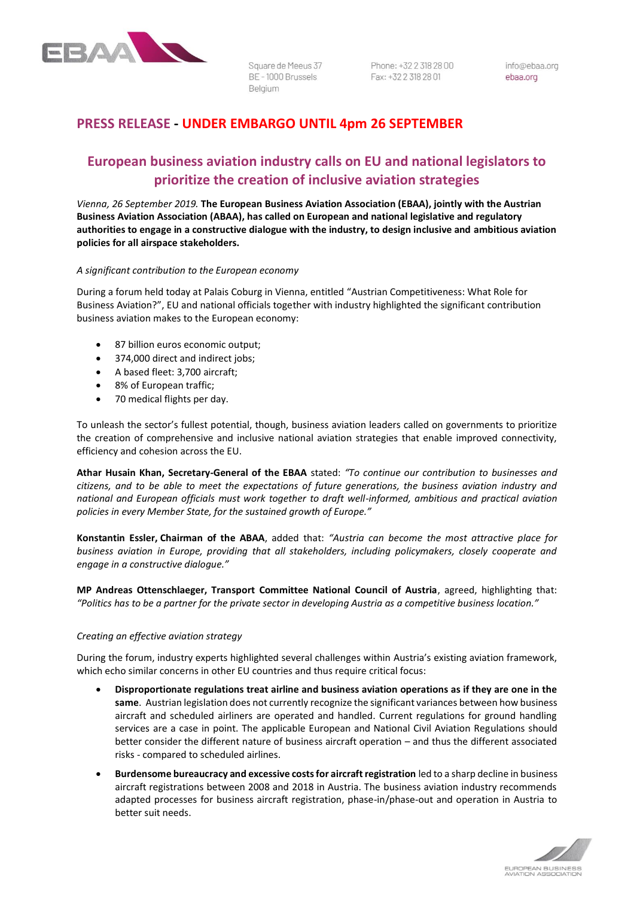Square de Meeus 37
BE - 1000 Brussels
Belgium

Phone: +32 2 318 28 00
Fax: +32 2 318 28 01

info@ebaa.org
ebaa.org

## PRESS RELEASE - UNDER EMBARGO UNTIL 4pm 26 SEPTEMBER

# European business aviation industry calls on EU and national legislators to prioritize the creation of inclusive aviation strategies

*Vienna, 26 September 2019.* **The European Business Aviation Association (EBAA), jointly with the Austrian Business Aviation Association (ABAA), has called on European and national legislative and regulatory authorities to engage in a constructive dialogue with the industry, to design inclusive and ambitious aviation policies for all airspace stakeholders.**

*A significant contribution to the European economy*

During a forum held today at Palais Coburg in Vienna, entitled "Austrian Competitiveness: What Role for Business Aviation?", EU and national officials together with industry highlighted the significant contribution business aviation makes to the European economy:

- 87 billion euros economic output;
- 374,000 direct and indirect jobs;
- A based fleet: 3,700 aircraft;
- 8% of European traffic;
- 70 medical flights per day.

To unleash the sector's fullest potential, though, business aviation leaders called on governments to prioritize the creation of comprehensive and inclusive national aviation strategies that enable improved connectivity, efficiency and cohesion across the EU.

**Athar Husain Khan, Secretary-General of the EBAA** stated: *"To continue our contribution to businesses and citizens, and to be able to meet the expectations of future generations, the business aviation industry and national and European officials must work together to draft well-informed, ambitious and practical aviation policies in every Member State, for the sustained growth of Europe."*

**Konstantin Essler, Chairman of the ABAA**, added that: *"Austria can become the most attractive place for business aviation in Europe, providing that all stakeholders, including policymakers, closely cooperate and engage in a constructive dialogue."*

**MP Andreas Ottenschlaeger, Transport Committee National Council of Austria**, agreed, highlighting that: *"Politics has to be a partner for the private sector in developing Austria as a competitive business location."*

*Creating an effective aviation strategy*

During the forum, industry experts highlighted several challenges within Austria's existing aviation framework, which echo similar concerns in other EU countries and thus require critical focus:

- **Disproportionate regulations treat airline and business aviation operations as if they are one in the same**. Austrian legislation does not currently recognize the significant variances between how business aircraft and scheduled airliners are operated and handled. Current regulations for ground handling services are a case in point. The applicable European and National Civil Aviation Regulations should better consider the different nature of business aircraft operation – and thus the different associated risks - compared to scheduled airlines.
- **Burdensome bureaucracy and excessive costs for aircraft registration** led to a sharp decline in business aircraft registrations between 2008 and 2018 in Austria. The business aviation industry recommends adapted processes for business aircraft registration, phase-in/phase-out and operation in Austria to better suit needs.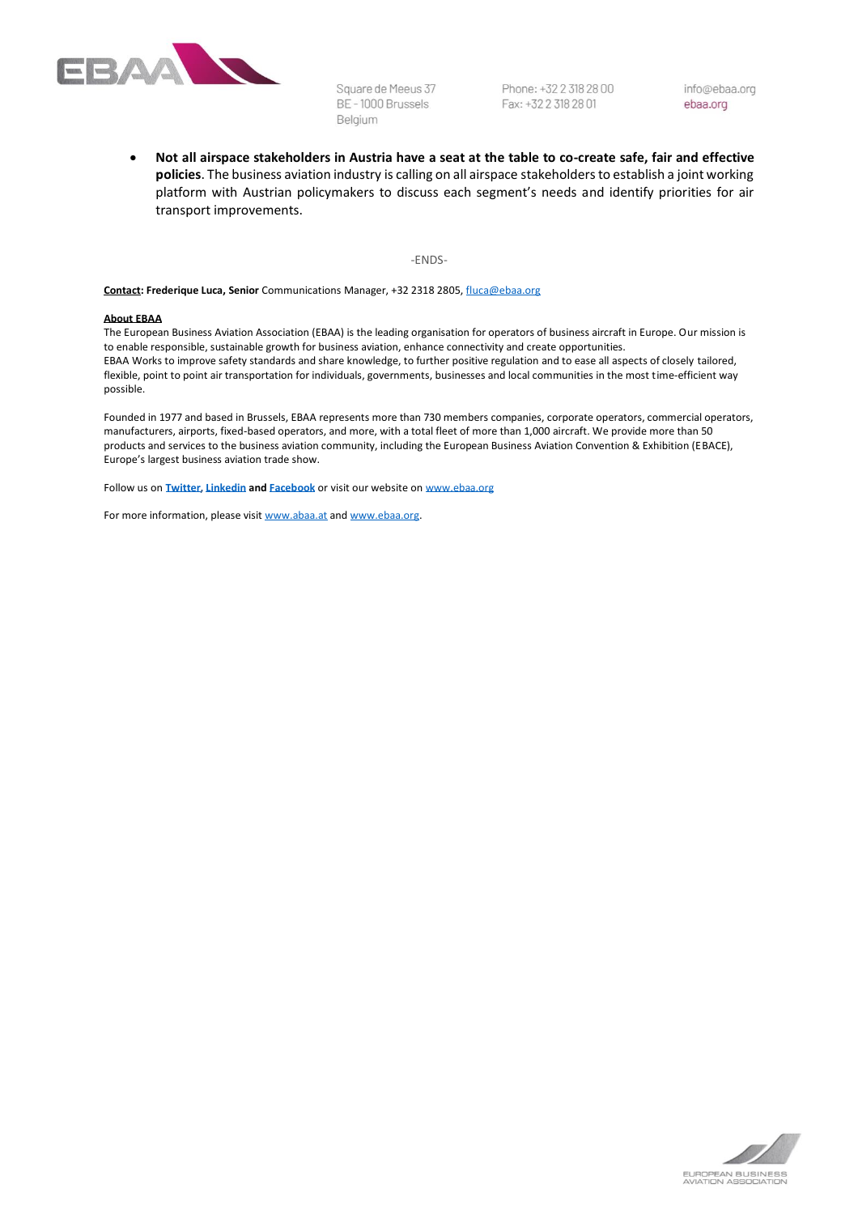- **Not all airspace stakeholders in Austria have a seat at the table to co-create safe, fair and effective policies**. The business aviation industry is calling on all airspace stakeholders to establish a joint working platform with Austrian policymakers to discuss each segment's needs and identify priorities for air transport improvements.

-ENDS-

**Contact: Frederique Luca, Senior** Communications Manager, +32 2318 2805, fluca@ebaa.org

**About EBAA**

The European Business Aviation Association (EBAA) is the leading organisation for operators of business aircraft in Europe. Our mission is to enable responsible, sustainable growth for business aviation, enhance connectivity and create opportunities.
EBAA Works to improve safety standards and share knowledge, to further positive regulation and to ease all aspects of closely tailored, flexible, point to point air transportation for individuals, governments, businesses and local communities in the most time-efficient way possible.

Founded in 1977 and based in Brussels, EBAA represents more than 730 members companies, corporate operators, commercial operators, manufacturers, airports, fixed-based operators, and more, with a total fleet of more than 1,000 aircraft. We provide more than 50 products and services to the business aviation community, including the European Business Aviation Convention & Exhibition (EBACE), Europe's largest business aviation trade show.

Follow us on **Twitter**, **Linkedin** **and** **Facebook** or visit our website on www.ebaa.org

For more information, please visit www.abaa.at and www.ebaa.org.